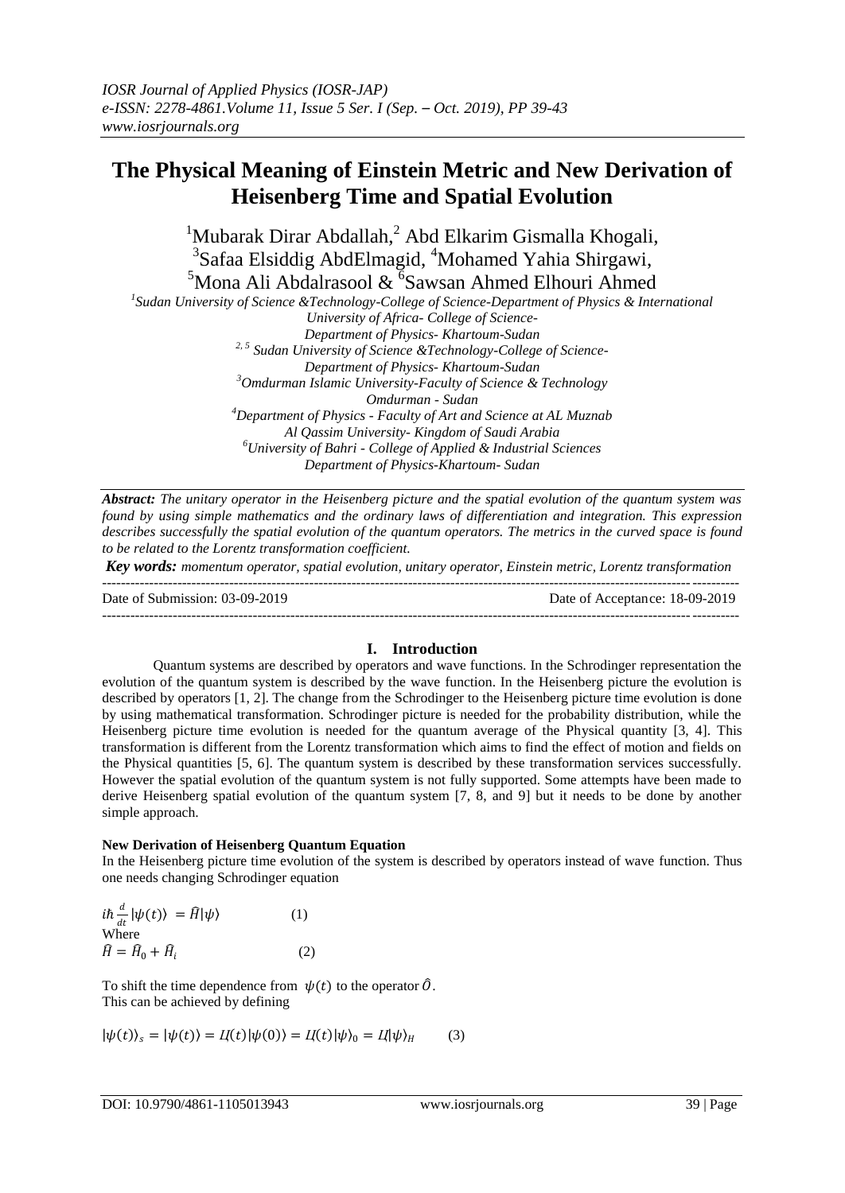# The Physical Meaning of Einstein Metric and New Derivation of Heisenberg Time and Spatial Evolution

[1]Mubarak Dirar Abdallah,[2] Abd Elkarim Gismalla Khogali, [3]Safaa Elsiddig AbdElmagid, [4]Mohamed Yahia Shirgawi, [5]Mona Ali Abdalrasool & [6]Sawsan Ahmed Elhouri Ahmed

*[1]Sudan University of Science &Technology-College of Science-Department of Physics & International University of Africa- College of Science- Department of Physics- Khartoum-Sudan*
*[2, 5] Sudan University of Science &Technology-College of Science- Department of Physics- Khartoum-Sudan*
*[3]Omdurman Islamic University-Faculty of Science & Technology Omdurman - Sudan*
*[4]Department of Physics - Faculty of Art and Science at AL Muznab Al Qassim University- Kingdom of Saudi Arabia*
*[6]University of Bahri - College of Applied & Industrial Sciences Department of Physics-Khartoum- Sudan*

***Abstract:*** *The unitary operator in the Heisenberg picture and the spatial evolution of the quantum system was found by using simple mathematics and the ordinary laws of differentiation and integration. This expression describes successfully the spatial evolution of the quantum operators. The metrics in the curved space is found to be related to the Lorentz transformation coefficient.*

***Key words:*** *momentum operator, spatial evolution, unitary operator, Einstein metric, Lorentz transformation*

---

Date of Submission: 03-09-2019 Date of Acceptance: 18-09-2019

---

## I. Introduction

Quantum systems are described by operators and wave functions. In the Schrodinger representation the evolution of the quantum system is described by the wave function. In the Heisenberg picture the evolution is described by operators [1, 2]. The change from the Schrodinger to the Heisenberg picture time evolution is done by using mathematical transformation. Schrodinger picture is needed for the probability distribution, while the Heisenberg picture time evolution is needed for the quantum average of the Physical quantity [3, 4]. This transformation is different from the Lorentz transformation which aims to find the effect of motion and fields on the Physical quantities [5, 6]. The quantum system is described by these transformation services successfully. However the spatial evolution of the quantum system is not fully supported. Some attempts have been made to derive Heisenberg spatial evolution of the quantum system [7, 8, and 9] but it needs to be done by another simple approach.

**New Derivation of Heisenberg Quantum Equation**

In the Heisenberg picture time evolution of the system is described by operators instead of wave function. Thus one needs changing Schrodinger equation

$$i\hbar \frac{d}{dt}|\psi(t)\rangle = \hat{H}|\psi\rangle \qquad (1)$$

Where

$$\hat{H} = \hat{H}_0 + \hat{H}_i \qquad (2)$$

To shift the time dependence from $\psi(t)$ to the operator $\hat{O}$.
This can be achieved by defining

$$|\psi(t)\rangle_s = |\psi(t)\rangle = U(t)|\psi(0)\rangle = U(t)|\psi\rangle_0 = U|\psi\rangle_H \qquad (3)$$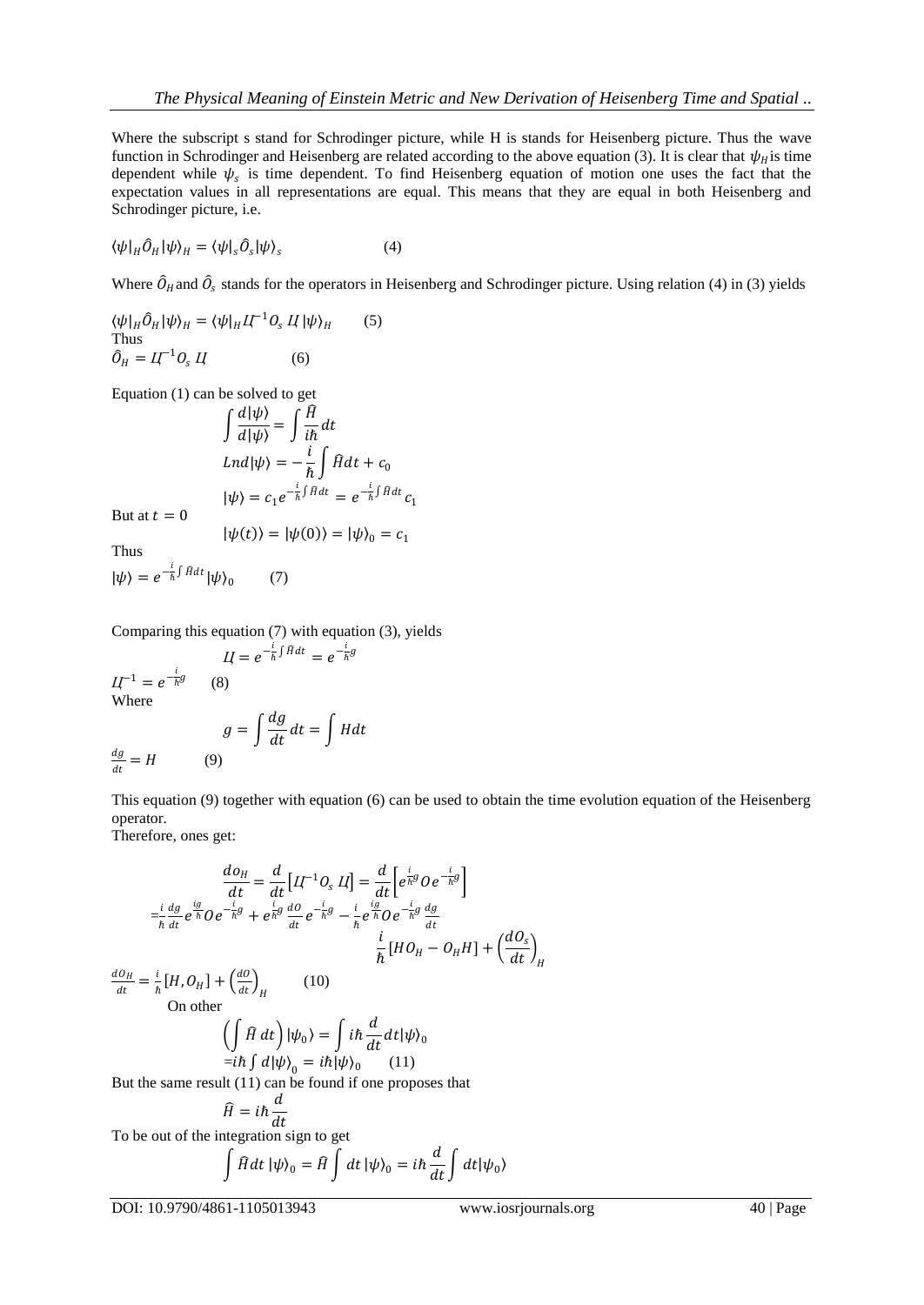Where the subscript s stand for Schrodinger picture, while H is stands for Heisenberg picture. Thus the wave function in Schrodinger and Heisenberg are related according to the above equation (3). It is clear that $\psi_H$ is time dependent while $\psi_s$ is time dependent. To find Heisenberg equation of motion one uses the fact that the expectation values in all representations are equal. This means that they are equal in both Heisenberg and Schrodinger picture, i.e.

$$\langle\psi|_H \hat{O}_H |\psi\rangle_H = \langle\psi|_s \hat{O}_s |\psi\rangle_s \qquad (4)$$

Where $\hat{O}_H$ and $\hat{O}_s$ stands for the operators in Heisenberg and Schrodinger picture. Using relation (4) in (3) yields

$$\langle\psi|_H \hat{O}_H |\psi\rangle_H = \langle\psi|_H Ц^{-1} O_s \, Ц \, |\psi\rangle_H \qquad (5)$$

Thus

$$\hat{O}_H = Ц^{-1} O_s \, Ц \qquad (6)$$

Equation (1) can be solved to get

$$\int \frac{d|\psi\rangle}{d|\psi\rangle} = \int \frac{\hat{H}}{i\hbar} dt$$

$$Lnd|\psi\rangle = -\frac{i}{\hbar} \int \hat{H} dt + c_0$$

$$|\psi\rangle = c_1 e^{-\frac{i}{\hbar}\int \hat{H} dt} = e^{-\frac{i}{\hbar}\int \hat{H} dt} c_1$$

But at $t = 0$

$$|\psi(t)\rangle = |\psi(0)\rangle = |\psi\rangle_0 = c_1$$

Thus

$$|\psi\rangle = e^{-\frac{i}{\hbar}\int \hat{H} dt} |\psi\rangle_0 \qquad (7)$$

Comparing this equation (7) with equation (3), yields

$$Ц = e^{-\frac{i}{\hbar}\int \hat{H} dt} = e^{-\frac{i}{\hbar} g}$$

$$Ц^{-1} = e^{-\frac{i}{\hbar} g} \qquad (8)$$

Where

$$g = \int \frac{dg}{dt} dt = \int H dt$$

$$\frac{dg}{dt} = H \qquad (9)$$

This equation (9) together with equation (6) can be used to obtain the time evolution equation of the Heisenberg operator.

Therefore, ones get:

$$\frac{do_H}{dt} = \frac{d}{dt}\left[Ц^{-1} O_s \, Ц\right] = \frac{d}{dt}\left[e^{\frac{i}{\hbar} g} O e^{-\frac{i}{\hbar} g}\right]$$

$$= \frac{i}{\hbar}\frac{dg}{dt} e^{\frac{ig}{\hbar}} O e^{-\frac{i}{\hbar} g} + e^{\frac{i}{\hbar} g} \frac{dO}{dt} e^{-\frac{i}{\hbar} g} - \frac{i}{\hbar} e^{\frac{ig}{\hbar}} O e^{-\frac{i}{\hbar} g} \frac{dg}{dt}$$

$$\frac{i}{\hbar}\left[H O_H - O_H H\right] + \left(\frac{dO_s}{dt}\right)_H$$

$$\frac{dO_H}{dt} = \frac{i}{\hbar}\left[H, O_H\right] + \left(\frac{dO}{dt}\right)_H \qquad (10)$$

On other

$$\left(\int \hat{H} \, dt\right) |\psi_0\rangle = \int i\hbar \frac{d}{dt} dt |\psi\rangle_0$$

$$= i\hbar \int d|\psi\rangle_0 = i\hbar |\psi\rangle_0 \qquad (11)$$

But the same result (11) can be found if one proposes that

$$\hat{H} = i\hbar \frac{d}{dt}$$

To be out of the integration sign to get

$$\int \hat{H} dt \, |\psi\rangle_0 = \hat{H} \int dt \, |\psi\rangle_0 = i\hbar \frac{d}{dt} \int dt |\psi_0\rangle$$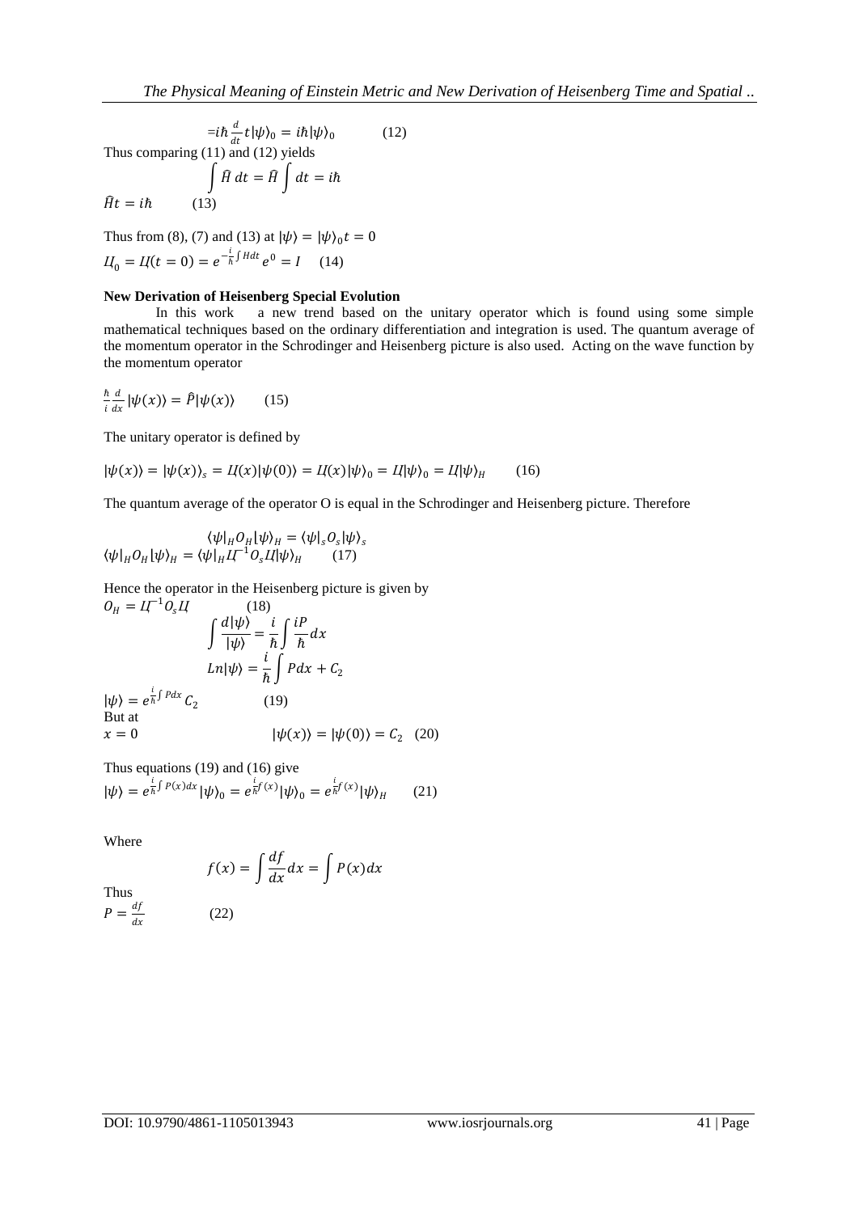$$=i\hbar \frac{d}{dt} t|\psi\rangle_0 = i\hbar|\psi\rangle_0 \qquad (12)$$

Thus comparing (11) and (12) yields

$$\int \hat{H}\, dt = \hat{H} \int dt = i\hbar$$

$$\hat{H}t = i\hbar \qquad (13)$$

Thus from (8), (7) and (13) at $|\psi\rangle = |\psi\rangle_0 t = 0$

$$Ц_0 = Ц(t=0) = e^{-\frac{i}{\hbar}\int H dt} e^0 = I \qquad (14)$$

**New Derivation of Heisenberg Special Evolution**

In this work a new trend based on the unitary operator which is found using some simple mathematical techniques based on the ordinary differentiation and integration is used. The quantum average of the momentum operator in the Schrodinger and Heisenberg picture is also used. Acting on the wave function by the momentum operator

$$\frac{\hbar}{i}\frac{d}{dx}|\psi(x)\rangle = \hat{P}|\psi(x)\rangle \qquad (15)$$

The unitary operator is defined by

$$|\psi(x)\rangle = |\psi(x)\rangle_s = Ц(x)|\psi(0)\rangle = Ц(x)|\psi\rangle_0 = Ц|\psi\rangle_0 = Ц|\psi\rangle_H \qquad (16)$$

The quantum average of the operator O is equal in the Schrodinger and Heisenberg picture. Therefore

$$\langle\psi|_H O_H|\psi\rangle_H = \langle\psi|_s O_s|\psi\rangle_s$$

$$\langle\psi|_H O_H|\psi\rangle_H = \langle\psi|_H Ц^{-1} O_s Ц|\psi\rangle_H \qquad (17)$$

Hence the operator in the Heisenberg picture is given by

$$O_H = Ц^{-1} O_s Ц \qquad (18)$$

$$\int \frac{d|\psi\rangle}{|\psi\rangle} = \frac{i}{\hbar}\int \frac{iP}{\hbar} dx$$

$$Ln|\psi\rangle = \frac{i}{\hbar}\int P dx + C_2$$

$$|\psi\rangle = e^{\frac{i}{\hbar}\int P dx} C_2 \qquad (19)$$

But at

$$x = 0 \qquad |\psi(x)\rangle = |\psi(0)\rangle = C_2 \quad (20)$$

Thus equations (19) and (16) give

$$|\psi\rangle = e^{\frac{i}{\hbar}\int P(x)dx}|\psi\rangle_0 = e^{\frac{i}{\hbar}f(x)}|\psi\rangle_0 = e^{\frac{i}{\hbar}f(x)}|\psi\rangle_H \qquad (21)$$

Where

$$f(x) = \int \frac{df}{dx} dx = \int P(x) dx$$

Thus

$$P = \frac{df}{dx} \qquad (22)$$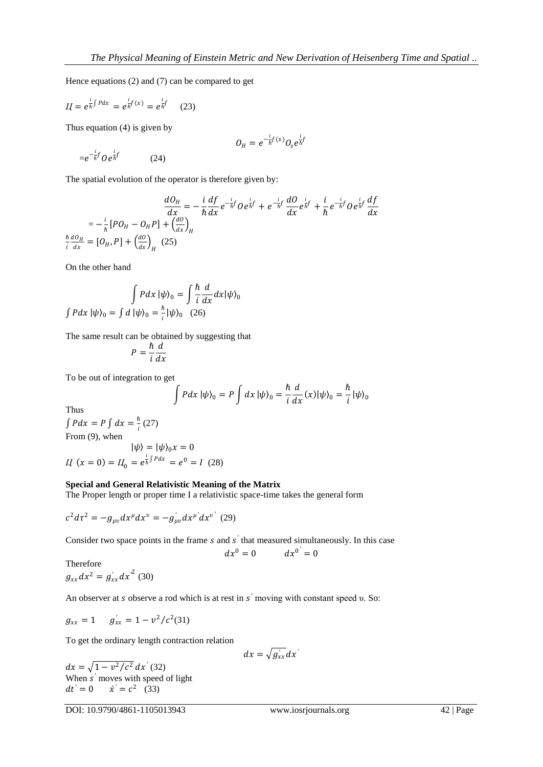Hence equations (2) and (7) can be compared to get

$$Ц = e^{\frac{i}{\hbar}\int Pdx} = e^{\frac{i}{\hbar}f(x)} = e^{\frac{i}{\hbar}f} \quad (23)$$

Thus equation (4) is given by

$$O_H = e^{-\frac{i}{\hbar}f(x)} O_s e^{\frac{i}{\hbar}f}$$

$$= e^{-\frac{i}{\hbar}f} O e^{\frac{i}{\hbar}f} \quad (24)$$

The spatial evolution of the operator is therefore given by:

$$\frac{dO_H}{dx} = -\frac{i}{\hbar}\frac{df}{dx} e^{-\frac{i}{\hbar}f} O e^{\frac{i}{\hbar}f} + e^{-\frac{i}{\hbar}f}\frac{dO}{dx} e^{\frac{i}{\hbar}f} + \frac{i}{\hbar} e^{-\frac{i}{\hbar}f} O e^{\frac{i}{\hbar}f}\frac{df}{dx}$$

$$= -\frac{i}{\hbar}[PO_H - O_H P] + \left(\frac{dO}{dx}\right)_H$$

$$\frac{\hbar}{i}\frac{dO_H}{dx} = [O_H, P] + \left(\frac{dO}{dx}\right)_H \quad (25)$$

On the other hand

$$\int Pdx\, |\psi\rangle_0 = \int \frac{\hbar}{i}\frac{d}{dx} dx |\psi\rangle_0$$

$$\int Pdx\, |\psi\rangle_0 = \int d\, |\psi\rangle_0 = \frac{\hbar}{i}|\psi\rangle_0 \quad (26)$$

The same result can be obtained by suggesting that

$$P = \frac{\hbar}{i}\frac{d}{dx}$$

To be out of integration to get

$$\int Pdx\, |\psi\rangle_0 = P\int dx\, |\psi\rangle_0 = \frac{\hbar}{i}\frac{d}{dx}(x)|\psi\rangle_0 = \frac{\hbar}{i}|\psi\rangle_0$$

Thus

$$\int Pdx = P\int dx = \frac{\hbar}{i} \quad (27)$$

From (9), when

$$|\psi\rangle = |\psi\rangle_0 x = 0$$

$$Ц\ (x = 0) = Ц_0 = e^{\frac{i}{\hbar}\int Pdx} = e^0 = I \quad (28)$$

**Special and General Relativistic Meaning of the Matrix**

The Proper length or proper time I a relativistic space-time takes the general form

$$c^2 d\tau^2 = -g_{\mu\nu}dx^\mu dx^\nu = -g'_{\mu\nu}dx^{\mu'}dx^{\nu'} \quad (29)$$

Consider two space points in the frame $s$ and $s'$ that measured simultaneously. In this case

$$dx^0 = 0 \qquad dx^{0'} = 0$$

Therefore

$$g_{xx}dx^2 = g'_{xx}dx'^2 \quad (30)$$

An observer at $s$ observe a rod which is at rest in $s'$ moving with constant speed υ. So:

$$g_{xx} = 1 \qquad g'_{xx} = 1 - v^2/c^2 \quad (31)$$

To get the ordinary length contraction relation

$$dx = \sqrt{g'_{xx}}\, dx'$$

$$dx = \sqrt{1 - v^2/c^2}\, dx' \quad (32)$$

When $s'$ moves with speed of light

$$dt' = 0 \qquad \dot{x}' = c^2 \quad (33)$$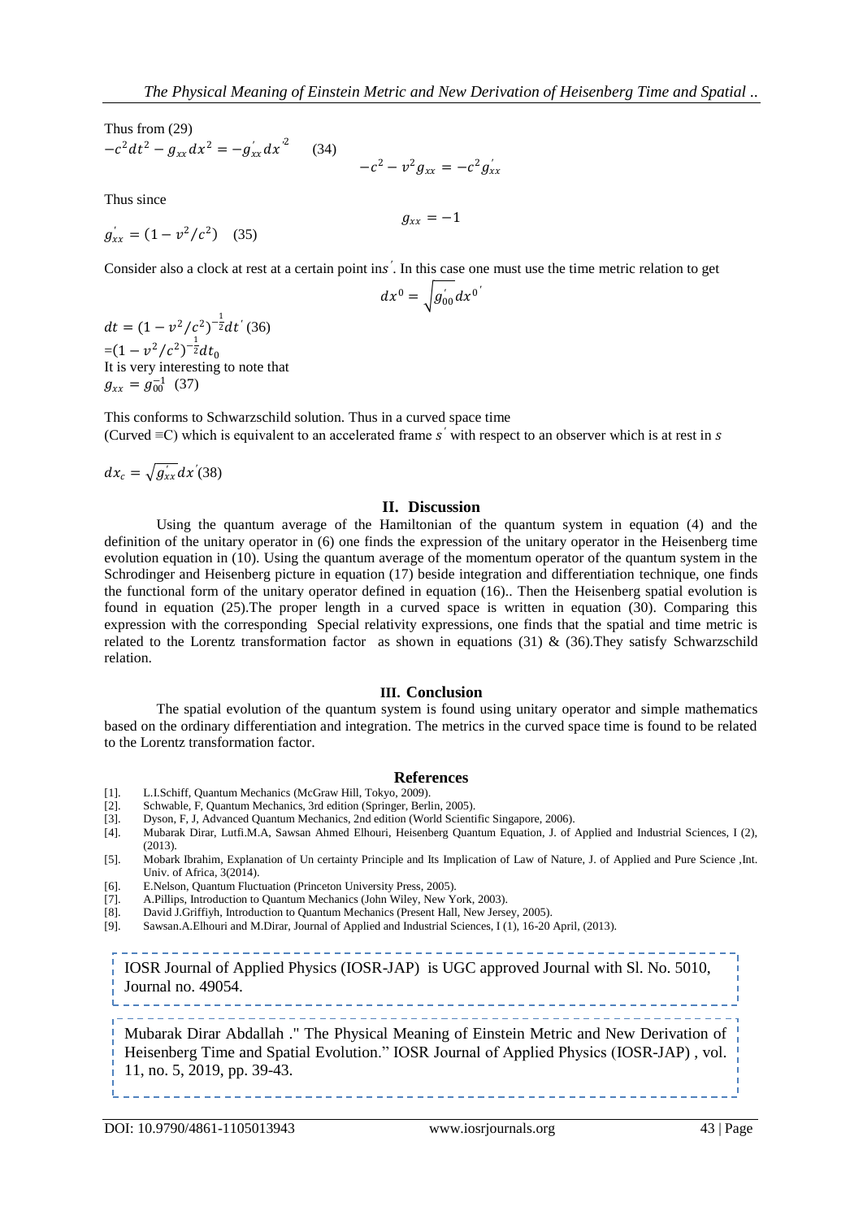Thus from (29)

$$-c^2dt^2 - g_{xx}dx^2 = -g_{xx}^{'}dx^{'2} \quad (34)$$

$$-c^2 - v^2 g_{xx} = -c^2 g_{xx}^{'}$$

Thus since

$$g_{xx} = -1$$

$$g_{xx}^{'} = (1 - v^2/c^2) \quad (35)$$

Consider also a clock at rest at a certain point in $s^{'}$. In this case one must use the time metric relation to get

$$dx^0 = \sqrt{g_{00}^{'}}dx^{0^{'}}$$

$$dt = (1 - v^2/c^2)^{-\frac{1}{2}}dt^{'} \quad (36)$$

$$=(1 - v^2/c^2)^{-\frac{1}{2}}dt_0$$

It is very interesting to note that

$$g_{xx} = g_{00}^{-1} \quad (37)$$

This conforms to Schwarzschild solution. Thus in a curved space time (Curved ≡C) which is equivalent to an accelerated frame $s^{'}$ with respect to an observer which is at rest in $s$

$$dx_c = \sqrt{g_{xx}^{'}}dx^{'} \quad (38)$$

## II. Discussion

Using the quantum average of the Hamiltonian of the quantum system in equation (4) and the definition of the unitary operator in (6) one finds the expression of the unitary operator in the Heisenberg time evolution equation in (10). Using the quantum average of the momentum operator of the quantum system in the Schrodinger and Heisenberg picture in equation (17) beside integration and differentiation technique, one finds the functional form of the unitary operator defined in equation (16).. Then the Heisenberg spatial evolution is found in equation (25).The proper length in a curved space is written in equation (30). Comparing this expression with the corresponding Special relativity expressions, one finds that the spatial and time metric is related to the Lorentz transformation factor as shown in equations (31) & (36).They satisfy Schwarzschild relation.

## III. Conclusion

The spatial evolution of the quantum system is found using unitary operator and simple mathematics based on the ordinary differentiation and integration. The metrics in the curved space time is found to be related to the Lorentz transformation factor.

## References

[1]. L.I.Schiff, Quantum Mechanics (McGraw Hill, Tokyo, 2009).
[2]. Schwable, F, Quantum Mechanics, 3rd edition (Springer, Berlin, 2005).
[3]. Dyson, F, J, Advanced Quantum Mechanics, 2nd edition (World Scientific Singapore, 2006).
[4]. Mubarak Dirar, Lutfi.M.A, Sawsan Ahmed Elhouri, Heisenberg Quantum Equation, J. of Applied and Industrial Sciences, I (2), (2013).
[5]. Mobark Ibrahim, Explanation of Un certainty Principle and Its Implication of Law of Nature, J. of Applied and Pure Science ,Int. Univ. of Africa, 3(2014).
[6]. E.Nelson, Quantum Fluctuation (Princeton University Press, 2005).
[7]. A.Pillips, Introduction to Quantum Mechanics (John Wiley, New York, 2003).
[8]. David J.Griffiyh, Introduction to Quantum Mechanics (Present Hall, New Jersey, 2005).
[9]. Sawsan.A.Elhouri and M.Dirar, Journal of Applied and Industrial Sciences, I (1), 16-20 April, (2013).

IOSR Journal of Applied Physics (IOSR-JAP) is UGC approved Journal with Sl. No. 5010, Journal no. 49054.

Mubarak Dirar Abdallah ." The Physical Meaning of Einstein Metric and New Derivation of Heisenberg Time and Spatial Evolution." IOSR Journal of Applied Physics (IOSR-JAP) , vol. 11, no. 5, 2019, pp. 39-43.